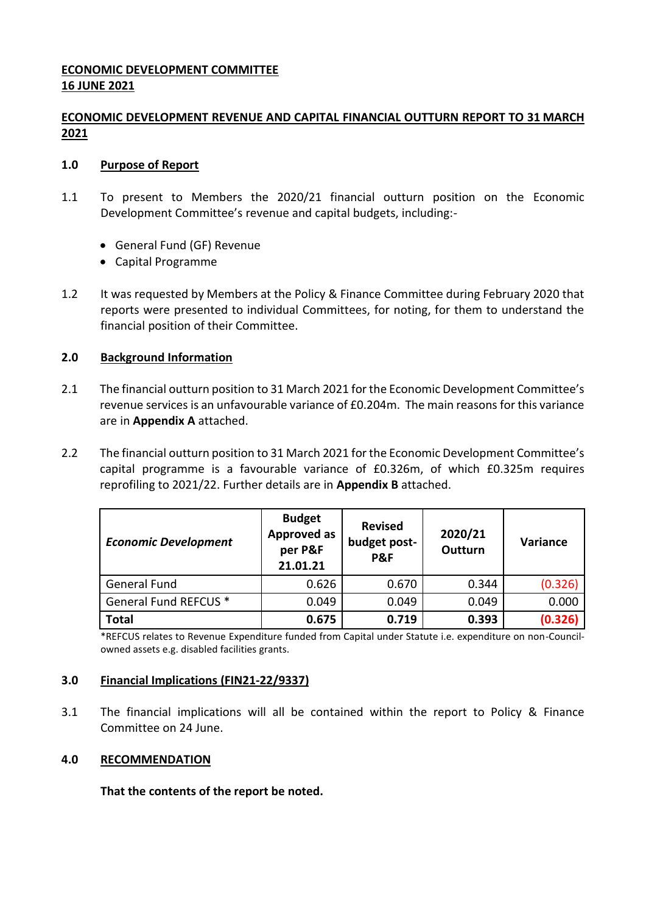**ECONOMIC DEVELOPMENT COMMITTEE**
**16 JUNE 2021**

# ECONOMIC DEVELOPMENT REVENUE AND CAPITAL FINANCIAL OUTTURN REPORT TO 31 MARCH 2021

## 1.0 Purpose of Report

1.1 To present to Members the 2020/21 financial outturn position on the Economic Development Committee's revenue and capital budgets, including:-

- General Fund (GF) Revenue
- Capital Programme

1.2 It was requested by Members at the Policy & Finance Committee during February 2020 that reports were presented to individual Committees, for noting, for them to understand the financial position of their Committee.

## 2.0 Background Information

2.1 The financial outturn position to 31 March 2021 for the Economic Development Committee's revenue services is an unfavourable variance of £0.204m. The main reasons for this variance are in **Appendix A** attached.

2.2 The financial outturn position to 31 March 2021 for the Economic Development Committee's capital programme is a favourable variance of £0.326m, of which £0.325m requires reprofiling to 2021/22. Further details are in **Appendix B** attached.

| ***Economic Development*** | **Budget Approved as per P&F 21.01.21** | **Revised budget post-P&F** | **2020/21 Outturn** | **Variance** |
|---|---|---|---|---|
| General Fund | 0.626 | 0.670 | 0.344 | (0.326) |
| General Fund REFCUS * | 0.049 | 0.049 | 0.049 | 0.000 |
| **Total** | **0.675** | **0.719** | **0.393** | **(0.326)** |

*REFCUS relates to Revenue Expenditure funded from Capital under Statute i.e. expenditure on non-Council-owned assets e.g. disabled facilities grants.

## 3.0 Financial Implications (FIN21-22/9337)

3.1 The financial implications will all be contained within the report to Policy & Finance Committee on 24 June.

## 4.0 RECOMMENDATION

**That the contents of the report be noted.**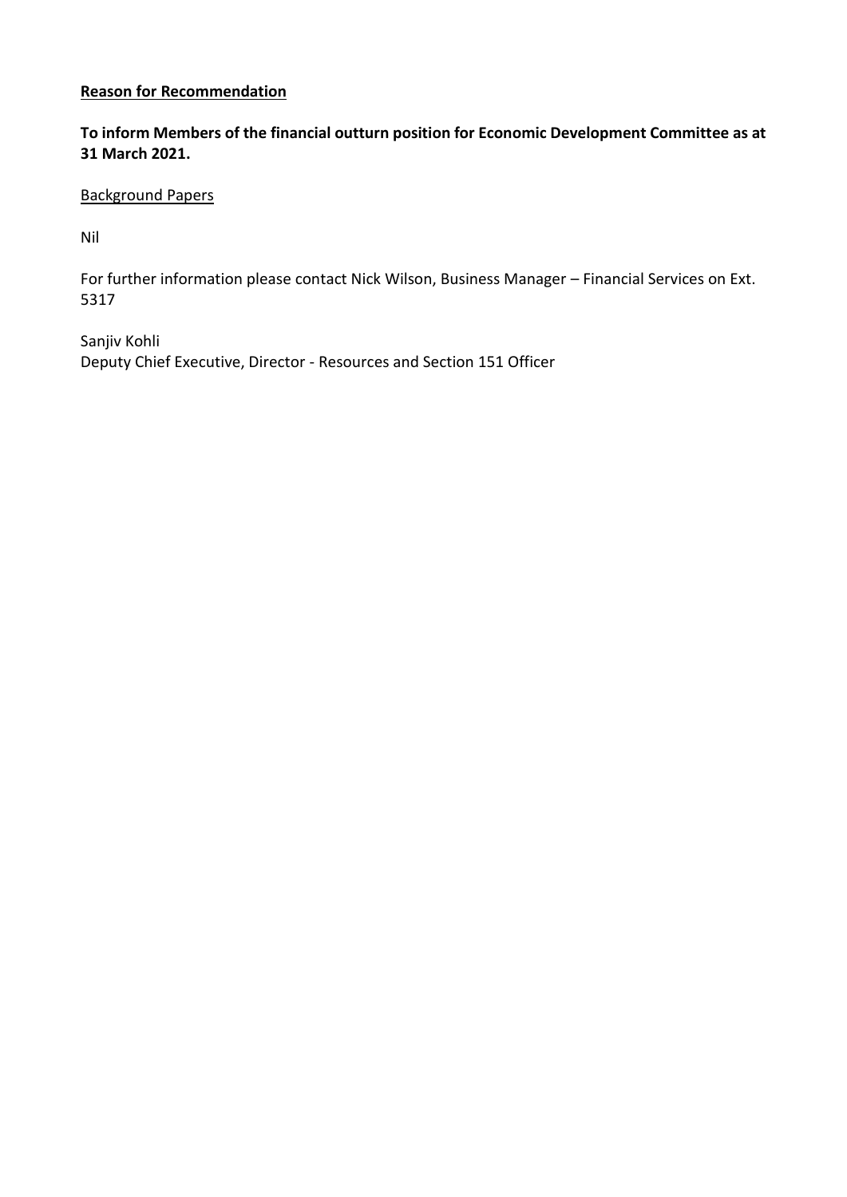**<u>Reason for Recommendation</u>**

**To inform Members of the financial outturn position for Economic Development Committee as at 31 March 2021.**

<u>Background Papers</u>

Nil

For further information please contact Nick Wilson, Business Manager – Financial Services on Ext. 5317

Sanjiv Kohli
Deputy Chief Executive, Director - Resources and Section 151 Officer